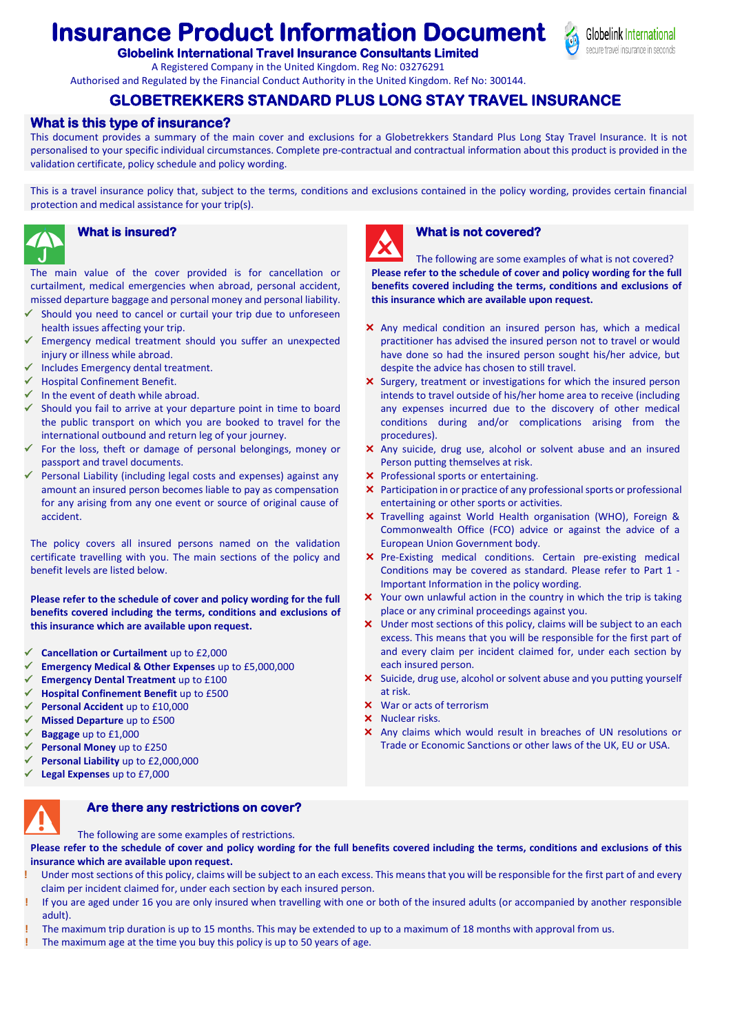# Insurance Product Information Document

**Globelink International Travel Insurance Consultants Limited**

A Registered Company in the United Kingdom. Reg No: 03276291

Authorised and Regulated by the Financial Conduct Authority in the United Kingdom. Ref No: 300144.

Globelink International
secure travel insurance in seconds

## GLOBETREKKERS STANDARD PLUS LONG STAY TRAVEL INSURANCE

### What is this type of insurance?

This document provides a summary of the main cover and exclusions for a Globetrekkers Standard Plus Long Stay Travel Insurance. It is not personalised to your specific individual circumstances. Complete pre-contractual and contractual information about this product is provided in the validation certificate, policy schedule and policy wording.

This is a travel insurance policy that, subject to the terms, conditions and exclusions contained in the policy wording, provides certain financial protection and medical assistance for your trip(s).

### What is insured?

The main value of the cover provided is for cancellation or curtailment, medical emergencies when abroad, personal accident, missed departure baggage and personal money and personal liability.

- ✓ Should you need to cancel or curtail your trip due to unforeseen health issues affecting your trip.
- ✓ Emergency medical treatment should you suffer an unexpected injury or illness while abroad.
- ✓ Includes Emergency dental treatment.
- ✓ Hospital Confinement Benefit.
- ✓ In the event of death while abroad.
- ✓ Should you fail to arrive at your departure point in time to board the public transport on which you are booked to travel for the international outbound and return leg of your journey.
- ✓ For the loss, theft or damage of personal belongings, money or passport and travel documents.
- ✓ Personal Liability (including legal costs and expenses) against any amount an insured person becomes liable to pay as compensation for any arising from any one event or source of original cause of accident.

The policy covers all insured persons named on the validation certificate travelling with you. The main sections of the policy and benefit levels are listed below.

**Please refer to the schedule of cover and policy wording for the full benefits covered including the terms, conditions and exclusions of this insurance which are available upon request.**

- ✓ **Cancellation or Curtailment** up to £2,000
- ✓ **Emergency Medical & Other Expenses** up to £5,000,000
- ✓ **Emergency Dental Treatment** up to £100
- ✓ **Hospital Confinement Benefit** up to £500
- ✓ **Personal Accident** up to £10,000
- ✓ **Missed Departure** up to £500
- ✓ **Baggage** up to £1,000
- ✓ **Personal Money** up to £250
- ✓ **Personal Liability** up to £2,000,000
- ✓ **Legal Expenses** up to £7,000

### What is not covered?

The following are some examples of what is not covered? **Please refer to the schedule of cover and policy wording for the full benefits covered including the terms, conditions and exclusions of this insurance which are available upon request.**

- ✗ Any medical condition an insured person has, which a medical practitioner has advised the insured person not to travel or would have done so had the insured person sought his/her advice, but despite the advice has chosen to still travel.
- ✗ Surgery, treatment or investigations for which the insured person intends to travel outside of his/her home area to receive (including any expenses incurred due to the discovery of other medical conditions during and/or complications arising from the procedures).
- ✗ Any suicide, drug use, alcohol or solvent abuse and an insured Person putting themselves at risk.
- ✗ Professional sports or entertaining.
- ✗ Participation in or practice of any professional sports or professional entertaining or other sports or activities.
- ✗ Travelling against World Health organisation (WHO), Foreign & Commonwealth Office (FCO) advice or against the advice of a European Union Government body.
- ✗ Pre-Existing medical conditions. Certain pre-existing medical Conditions may be covered as standard. Please refer to Part 1 - Important Information in the policy wording.
- ✗ Your own unlawful action in the country in which the trip is taking place or any criminal proceedings against you.
- ✗ Under most sections of this policy, claims will be subject to an each excess. This means that you will be responsible for the first part of and every claim per incident claimed for, under each section by each insured person.
- ✗ Suicide, drug use, alcohol or solvent abuse and you putting yourself at risk.
- ✗ War or acts of terrorism
- ✗ Nuclear risks.
- ✗ Any claims which would result in breaches of UN resolutions or Trade or Economic Sanctions or other laws of the UK, EU or USA.

### Are there any restrictions on cover?

The following are some examples of restrictions.

**Please refer to the schedule of cover and policy wording for the full benefits covered including the terms, conditions and exclusions of this insurance which are available upon request.**

- ! Under most sections of this policy, claims will be subject to an each excess. This means that you will be responsible for the first part of and every claim per incident claimed for, under each section by each insured person.
- ! If you are aged under 16 you are only insured when travelling with one or both of the insured adults (or accompanied by another responsible adult).
- ! The maximum trip duration is up to 15 months. This may be extended to up to a maximum of 18 months with approval from us.
- ! The maximum age at the time you buy this policy is up to 50 years of age.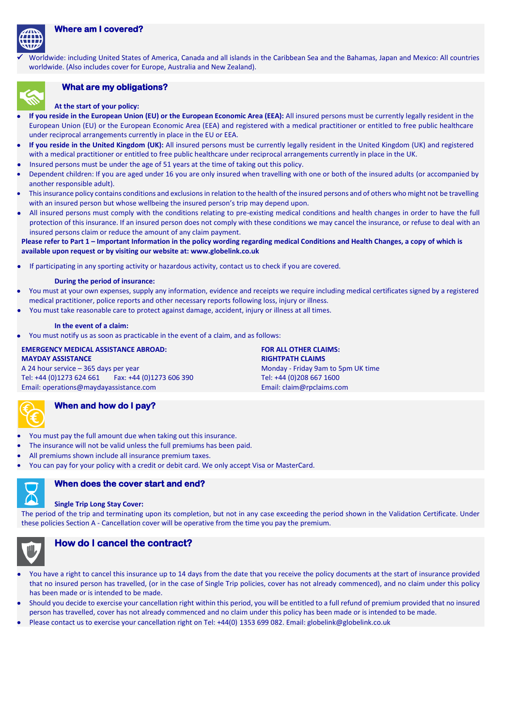## Where am I covered?

- ✓ Worldwide: including United States of America, Canada and all islands in the Caribbean Sea and the Bahamas, Japan and Mexico: All countries worldwide. (Also includes cover for Europe, Australia and New Zealand).

## What are my obligations?

**At the start of your policy:**

- **If you reside in the European Union (EU) or the European Economic Area (EEA):** All insured persons must be currently legally resident in the European Union (EU) or the European Economic Area (EEA) and registered with a medical practitioner or entitled to free public healthcare under reciprocal arrangements currently in place in the EU or EEA.
- **If you reside in the United Kingdom (UK):** All insured persons must be currently legally resident in the United Kingdom (UK) and registered with a medical practitioner or entitled to free public healthcare under reciprocal arrangements currently in place in the UK.
- Insured persons must be under the age of 51 years at the time of taking out this policy.
- Dependent children: If you are aged under 16 you are only insured when travelling with one or both of the insured adults (or accompanied by another responsible adult).
- This insurance policy contains conditions and exclusions in relation to the health of the insured persons and of others who might not be travelling with an insured person but whose wellbeing the insured person's trip may depend upon.
- All insured persons must comply with the conditions relating to pre-existing medical conditions and health changes in order to have the full protection of this insurance. If an insured person does not comply with these conditions we may cancel the insurance, or refuse to deal with an insured persons claim or reduce the amount of any claim payment.

**Please refer to Part 1 – Important Information in the policy wording regarding medical Conditions and Health Changes, a copy of which is available upon request or by visiting our website at: www.globelink.co.uk**

- If participating in any sporting activity or hazardous activity, contact us to check if you are covered.

**During the period of insurance:**

- You must at your own expenses, supply any information, evidence and receipts we require including medical certificates signed by a registered medical practitioner, police reports and other necessary reports following loss, injury or illness.
- You must take reasonable care to protect against damage, accident, injury or illness at all times.

**In the event of a claim:**

- You must notify us as soon as practicable in the event of a claim, and as follows:

**EMERGENCY MEDICAL ASSISTANCE ABROAD:**
**MAYDAY ASSISTANCE**
A 24 hour service – 365 days per year
Tel: +44 (0)1273 624 661 Fax: +44 (0)1273 606 390
Email: operations@maydayassistance.com

**FOR ALL OTHER CLAIMS:**
**RIGHTPATH CLAIMS**
Monday - Friday 9am to 5pm UK time
Tel: +44 (0)208 667 1600
Email: claim@rpclaims.com

## When and how do I pay?

- You must pay the full amount due when taking out this insurance.
- The insurance will not be valid unless the full premiums has been paid.
- All premiums shown include all insurance premium taxes.
- You can pay for your policy with a credit or debit card. We only accept Visa or MasterCard.

## When does the cover start and end?

**Single Trip Long Stay Cover:**

The period of the trip and terminating upon its completion, but not in any case exceeding the period shown in the Validation Certificate. Under these policies Section A - Cancellation cover will be operative from the time you pay the premium.

## How do I cancel the contract?

- You have a right to cancel this insurance up to 14 days from the date that you receive the policy documents at the start of insurance provided that no insured person has travelled, (or in the case of Single Trip policies, cover has not already commenced), and no claim under this policy has been made or is intended to be made.
- Should you decide to exercise your cancellation right within this period, you will be entitled to a full refund of premium provided that no insured person has travelled, cover has not already commenced and no claim under this policy has been made or is intended to be made.
- Please contact us to exercise your cancellation right on Tel: +44(0) 1353 699 082. Email: globelink@globelink.co.uk